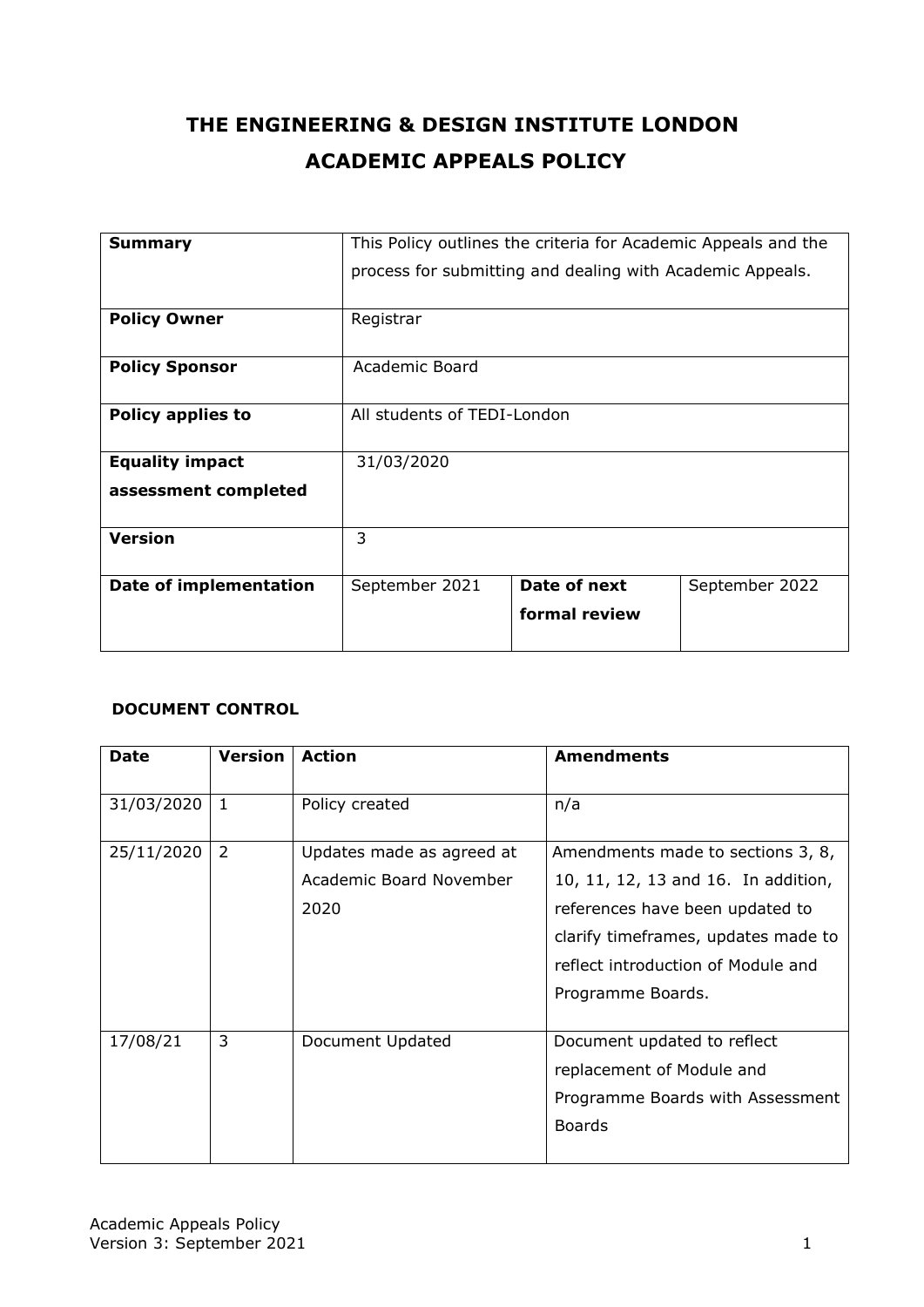# THE ENGINEERING & DESIGN INSTITUTE LONDON
# ACADEMIC APPEALS POLICY

| | | | |
|---|---|---|---|
| **Summary** | This Policy outlines the criteria for Academic Appeals and the process for submitting and dealing with Academic Appeals. | | |
| **Policy Owner** | Registrar | | |
| **Policy Sponsor** | Academic Board | | |
| **Policy applies to** | All students of TEDI-London | | |
| **Equality impact assessment completed** | 31/03/2020 | | |
| **Version** | 3 | | |
| **Date of implementation** | September 2021 | **Date of next formal review** | September 2022 |

**DOCUMENT CONTROL**

| Date | Version | Action | Amendments |
|---|---|---|---|
| 31/03/2020 | 1 | Policy created | n/a |
| 25/11/2020 | 2 | Updates made as agreed at Academic Board November 2020 | Amendments made to sections 3, 8, 10, 11, 12, 13 and 16. In addition, references have been updated to clarify timeframes, updates made to reflect introduction of Module and Programme Boards. |
| 17/08/21 | 3 | Document Updated | Document updated to reflect replacement of Module and Programme Boards with Assessment Boards |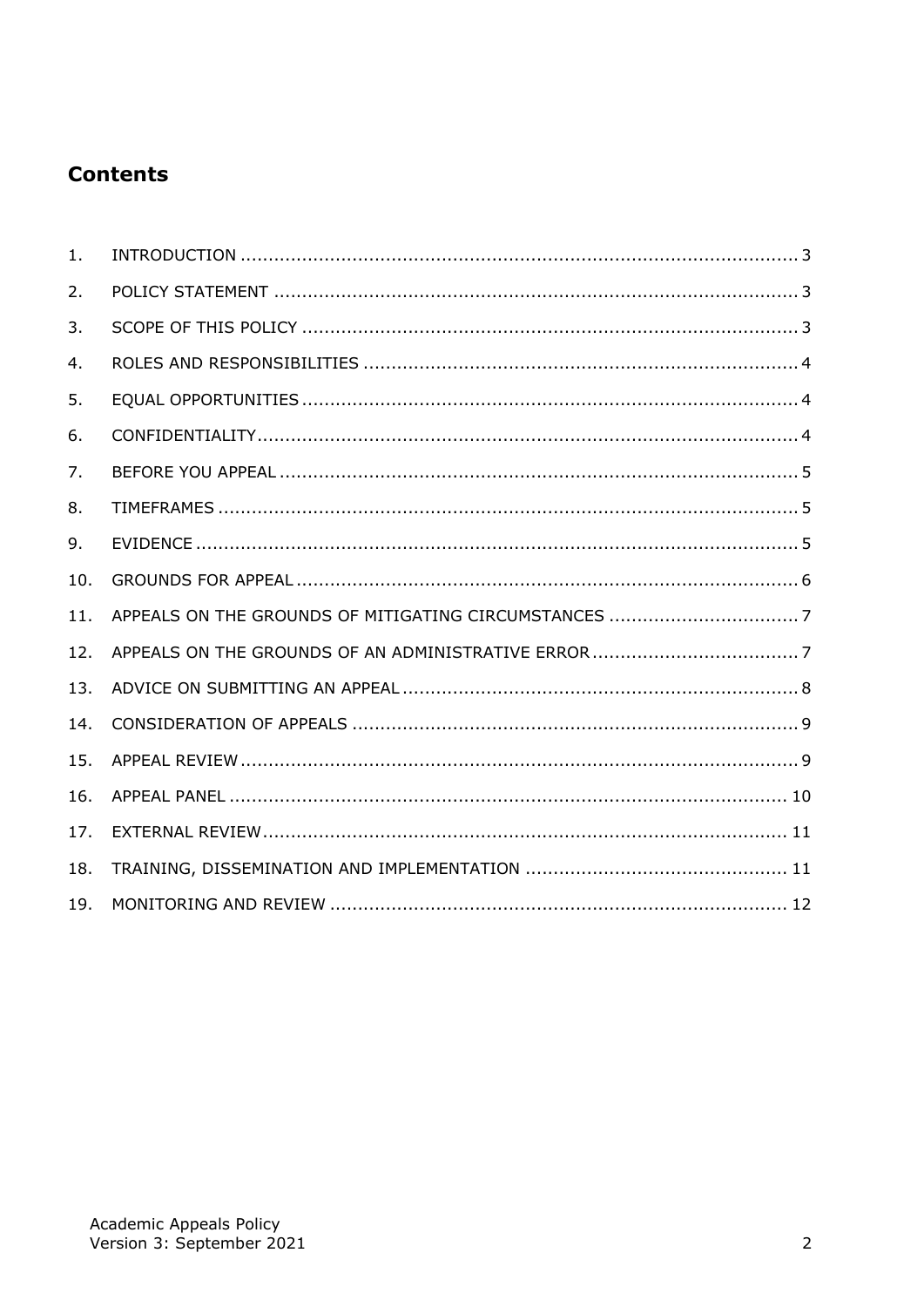## Contents

| | | |
|---|---|---|
| 1. | INTRODUCTION | 3 |
| 2. | POLICY STATEMENT | 3 |
| 3. | SCOPE OF THIS POLICY | 3 |
| 4. | ROLES AND RESPONSIBILITIES | 4 |
| 5. | EQUAL OPPORTUNITIES | 4 |
| 6. | CONFIDENTIALITY | 4 |
| 7. | BEFORE YOU APPEAL | 5 |
| 8. | TIMEFRAMES | 5 |
| 9. | EVIDENCE | 5 |
| 10. | GROUNDS FOR APPEAL | 6 |
| 11. | APPEALS ON THE GROUNDS OF MITIGATING CIRCUMSTANCES | 7 |
| 12. | APPEALS ON THE GROUNDS OF AN ADMINISTRATIVE ERROR | 7 |
| 13. | ADVICE ON SUBMITTING AN APPEAL | 8 |
| 14. | CONSIDERATION OF APPEALS | 9 |
| 15. | APPEAL REVIEW | 9 |
| 16. | APPEAL PANEL | 10 |
| 17. | EXTERNAL REVIEW | 11 |
| 18. | TRAINING, DISSEMINATION AND IMPLEMENTATION | 11 |
| 19. | MONITORING AND REVIEW | 12 |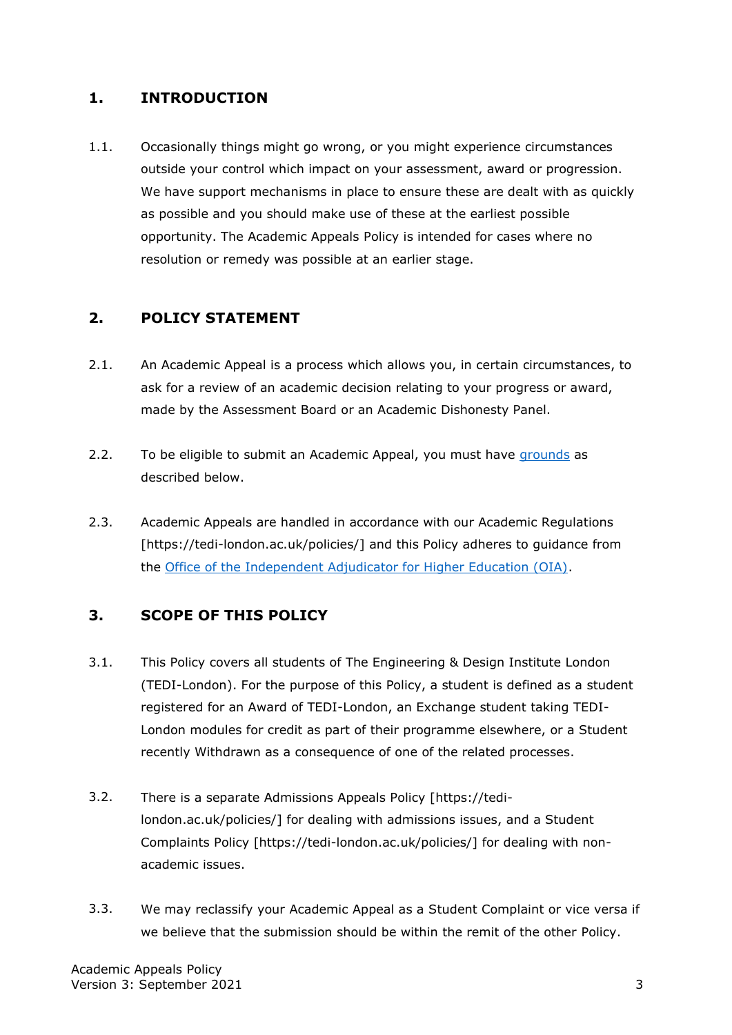## 1. INTRODUCTION

1.1. Occasionally things might go wrong, or you might experience circumstances outside your control which impact on your assessment, award or progression. We have support mechanisms in place to ensure these are dealt with as quickly as possible and you should make use of these at the earliest possible opportunity. The Academic Appeals Policy is intended for cases where no resolution or remedy was possible at an earlier stage.

## 2. POLICY STATEMENT

2.1. An Academic Appeal is a process which allows you, in certain circumstances, to ask for a review of an academic decision relating to your progress or award, made by the Assessment Board or an Academic Dishonesty Panel.

2.2. To be eligible to submit an Academic Appeal, you must have grounds as described below.

2.3. Academic Appeals are handled in accordance with our Academic Regulations [https://tedi-london.ac.uk/policies/] and this Policy adheres to guidance from the Office of the Independent Adjudicator for Higher Education (OIA).

## 3. SCOPE OF THIS POLICY

3.1. This Policy covers all students of The Engineering & Design Institute London (TEDI-London). For the purpose of this Policy, a student is defined as a student registered for an Award of TEDI-London, an Exchange student taking TEDI-London modules for credit as part of their programme elsewhere, or a Student recently Withdrawn as a consequence of one of the related processes.

3.2. There is a separate Admissions Appeals Policy [https://tedi-london.ac.uk/policies/] for dealing with admissions issues, and a Student Complaints Policy [https://tedi-london.ac.uk/policies/] for dealing with non-academic issues.

3.3. We may reclassify your Academic Appeal as a Student Complaint or vice versa if we believe that the submission should be within the remit of the other Policy.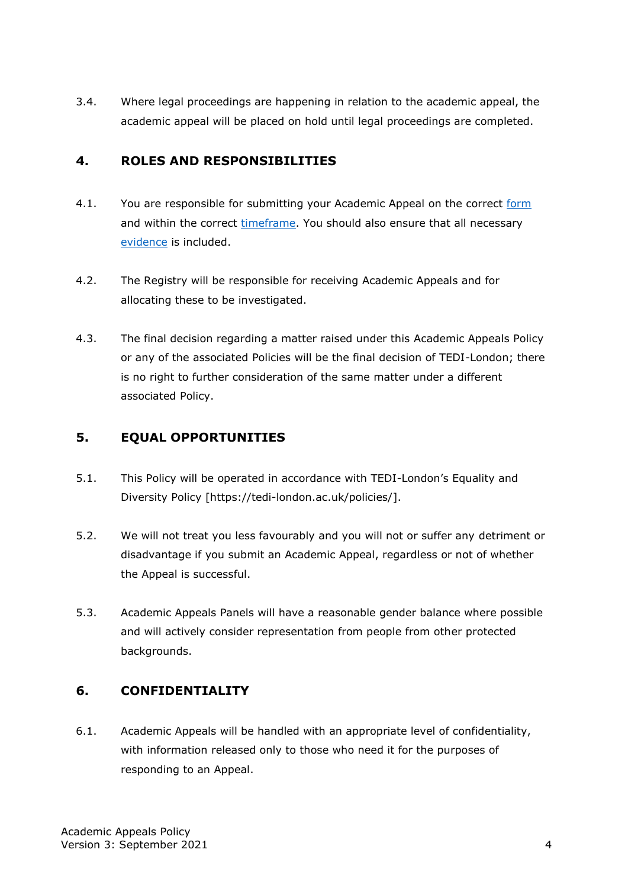3.4. Where legal proceedings are happening in relation to the academic appeal, the academic appeal will be placed on hold until legal proceedings are completed.

## 4. ROLES AND RESPONSIBILITIES

4.1. You are responsible for submitting your Academic Appeal on the correct form and within the correct timeframe. You should also ensure that all necessary evidence is included.

4.2. The Registry will be responsible for receiving Academic Appeals and for allocating these to be investigated.

4.3. The final decision regarding a matter raised under this Academic Appeals Policy or any of the associated Policies will be the final decision of TEDI-London; there is no right to further consideration of the same matter under a different associated Policy.

## 5. EQUAL OPPORTUNITIES

5.1. This Policy will be operated in accordance with TEDI-London's Equality and Diversity Policy [https://tedi-london.ac.uk/policies/].

5.2. We will not treat you less favourably and you will not or suffer any detriment or disadvantage if you submit an Academic Appeal, regardless or not of whether the Appeal is successful.

5.3. Academic Appeals Panels will have a reasonable gender balance where possible and will actively consider representation from people from other protected backgrounds.

## 6. CONFIDENTIALITY

6.1. Academic Appeals will be handled with an appropriate level of confidentiality, with information released only to those who need it for the purposes of responding to an Appeal.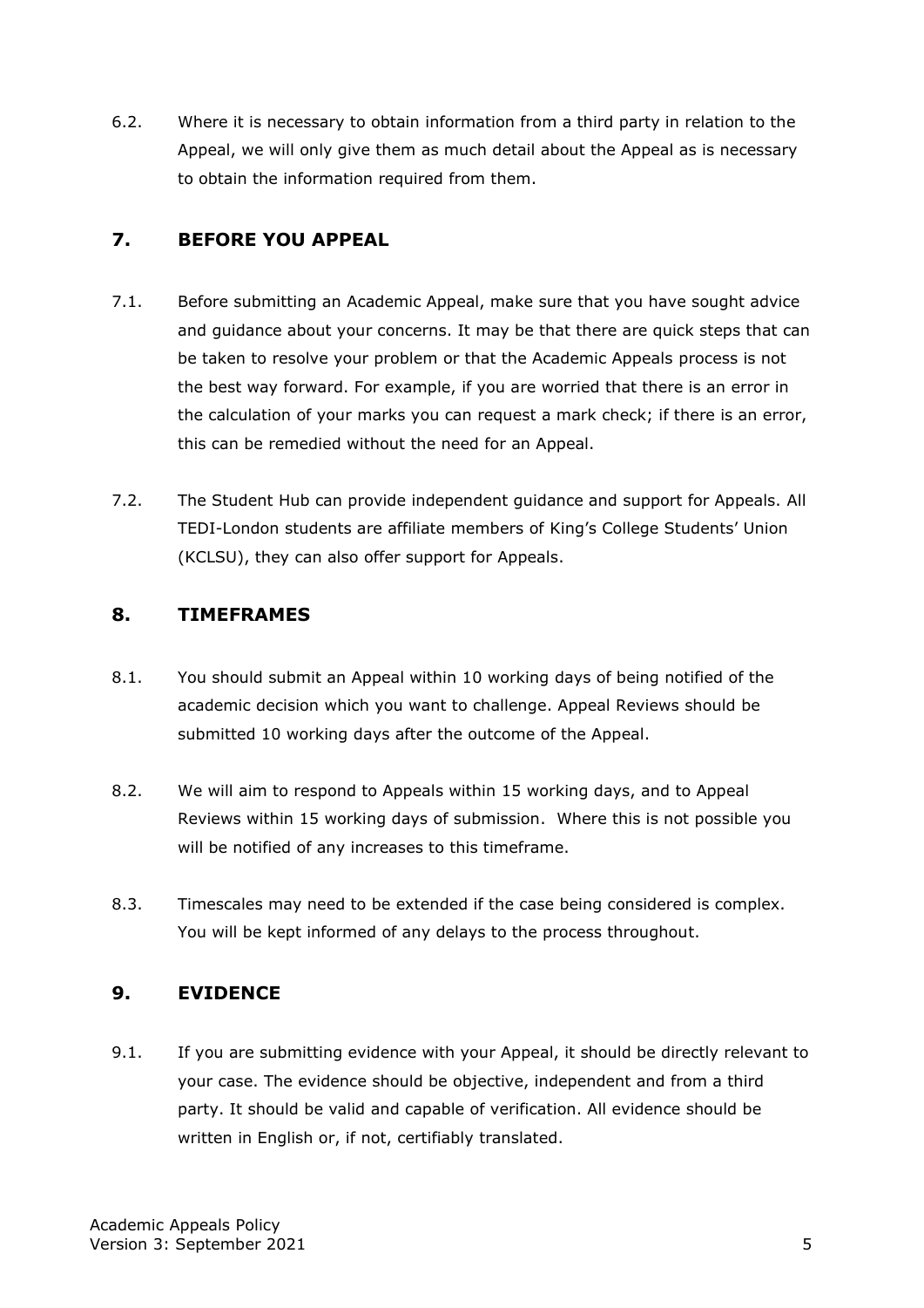6.2. Where it is necessary to obtain information from a third party in relation to the Appeal, we will only give them as much detail about the Appeal as is necessary to obtain the information required from them.

## 7. BEFORE YOU APPEAL

7.1. Before submitting an Academic Appeal, make sure that you have sought advice and guidance about your concerns. It may be that there are quick steps that can be taken to resolve your problem or that the Academic Appeals process is not the best way forward. For example, if you are worried that there is an error in the calculation of your marks you can request a mark check; if there is an error, this can be remedied without the need for an Appeal.

7.2. The Student Hub can provide independent guidance and support for Appeals. All TEDI-London students are affiliate members of King's College Students' Union (KCLSU), they can also offer support for Appeals.

## 8. TIMEFRAMES

8.1. You should submit an Appeal within 10 working days of being notified of the academic decision which you want to challenge. Appeal Reviews should be submitted 10 working days after the outcome of the Appeal.

8.2. We will aim to respond to Appeals within 15 working days, and to Appeal Reviews within 15 working days of submission. Where this is not possible you will be notified of any increases to this timeframe.

8.3. Timescales may need to be extended if the case being considered is complex. You will be kept informed of any delays to the process throughout.

## 9. EVIDENCE

9.1. If you are submitting evidence with your Appeal, it should be directly relevant to your case. The evidence should be objective, independent and from a third party. It should be valid and capable of verification. All evidence should be written in English or, if not, certifiably translated.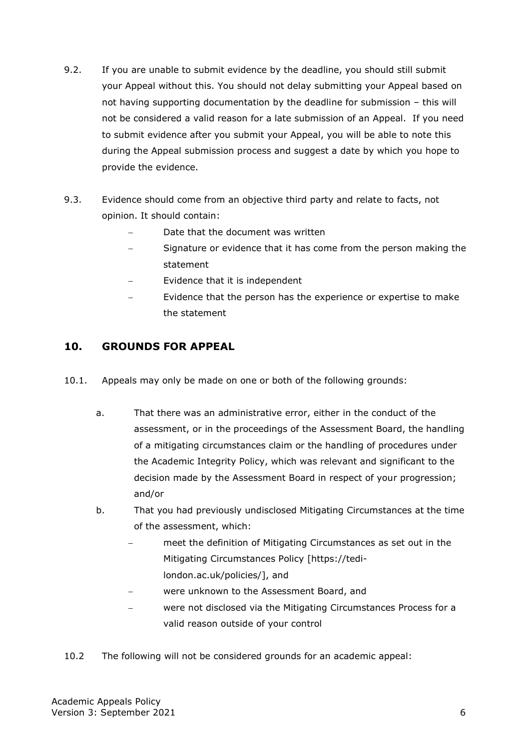9.2. If you are unable to submit evidence by the deadline, you should still submit your Appeal without this. You should not delay submitting your Appeal based on not having supporting documentation by the deadline for submission – this will not be considered a valid reason for a late submission of an Appeal. If you need to submit evidence after you submit your Appeal, you will be able to note this during the Appeal submission process and suggest a date by which you hope to provide the evidence.

9.3. Evidence should come from an objective third party and relate to facts, not opinion. It should contain:

- Date that the document was written
- Signature or evidence that it has come from the person making the statement
- Evidence that it is independent
- Evidence that the person has the experience or expertise to make the statement

## 10. GROUNDS FOR APPEAL

10.1. Appeals may only be made on one or both of the following grounds:

a. That there was an administrative error, either in the conduct of the assessment, or in the proceedings of the Assessment Board, the handling of a mitigating circumstances claim or the handling of procedures under the Academic Integrity Policy, which was relevant and significant to the decision made by the Assessment Board in respect of your progression; and/or

b. That you had previously undisclosed Mitigating Circumstances at the time of the assessment, which:
   - meet the definition of Mitigating Circumstances as set out in the Mitigating Circumstances Policy [https://tedi-london.ac.uk/policies/], and
   - were unknown to the Assessment Board, and
   - were not disclosed via the Mitigating Circumstances Process for a valid reason outside of your control

10.2 The following will not be considered grounds for an academic appeal: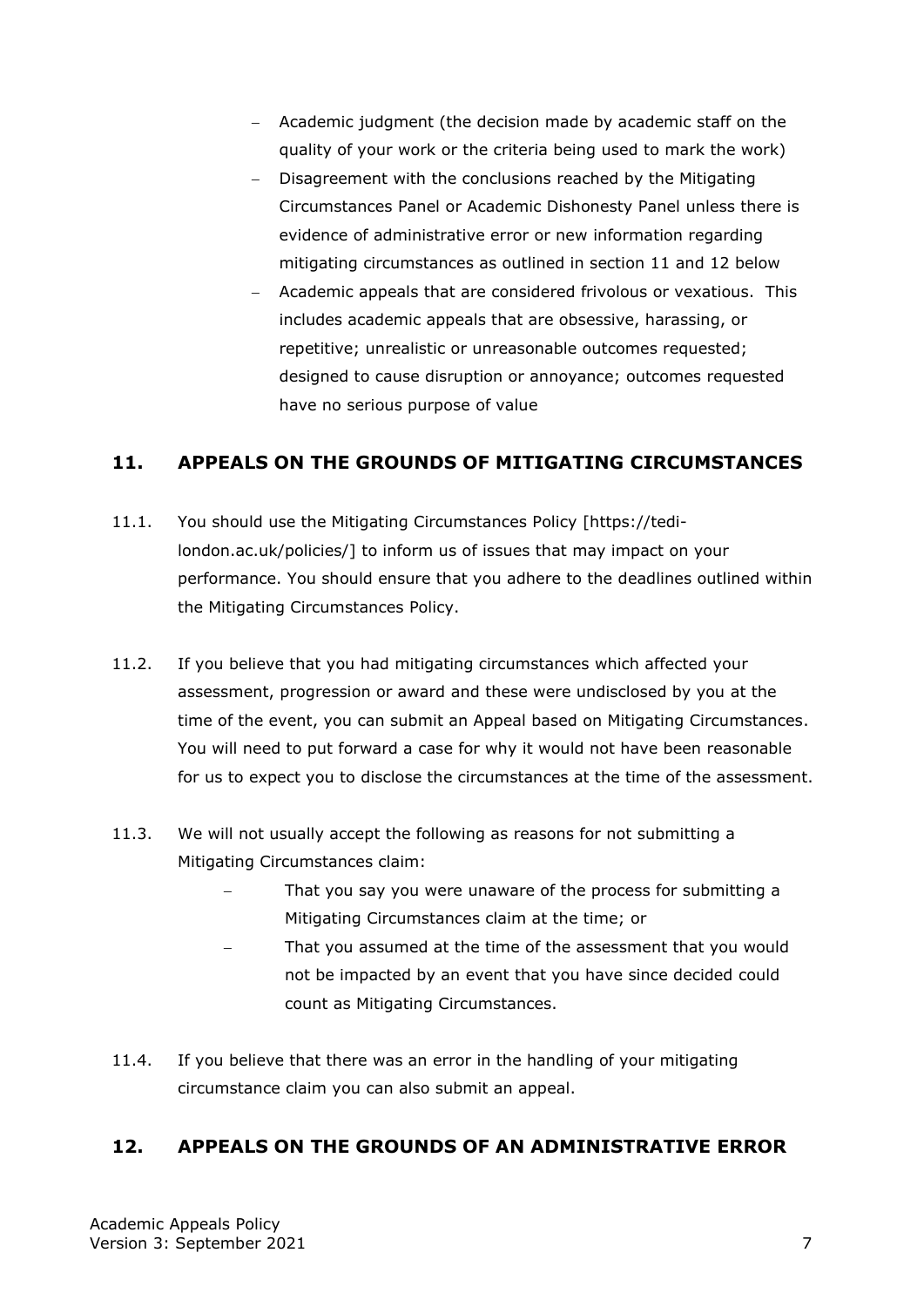- Academic judgment (the decision made by academic staff on the quality of your work or the criteria being used to mark the work)
- Disagreement with the conclusions reached by the Mitigating Circumstances Panel or Academic Dishonesty Panel unless there is evidence of administrative error or new information regarding mitigating circumstances as outlined in section 11 and 12 below
- Academic appeals that are considered frivolous or vexatious. This includes academic appeals that are obsessive, harassing, or repetitive; unrealistic or unreasonable outcomes requested; designed to cause disruption or annoyance; outcomes requested have no serious purpose of value

## 11. APPEALS ON THE GROUNDS OF MITIGATING CIRCUMSTANCES

11.1. You should use the Mitigating Circumstances Policy [https://tedi-london.ac.uk/policies/] to inform us of issues that may impact on your performance. You should ensure that you adhere to the deadlines outlined within the Mitigating Circumstances Policy.

11.2. If you believe that you had mitigating circumstances which affected your assessment, progression or award and these were undisclosed by you at the time of the event, you can submit an Appeal based on Mitigating Circumstances. You will need to put forward a case for why it would not have been reasonable for us to expect you to disclose the circumstances at the time of the assessment.

11.3. We will not usually accept the following as reasons for not submitting a Mitigating Circumstances claim:

- That you say you were unaware of the process for submitting a Mitigating Circumstances claim at the time; or
- That you assumed at the time of the assessment that you would not be impacted by an event that you have since decided could count as Mitigating Circumstances.

11.4. If you believe that there was an error in the handling of your mitigating circumstance claim you can also submit an appeal.

## 12. APPEALS ON THE GROUNDS OF AN ADMINISTRATIVE ERROR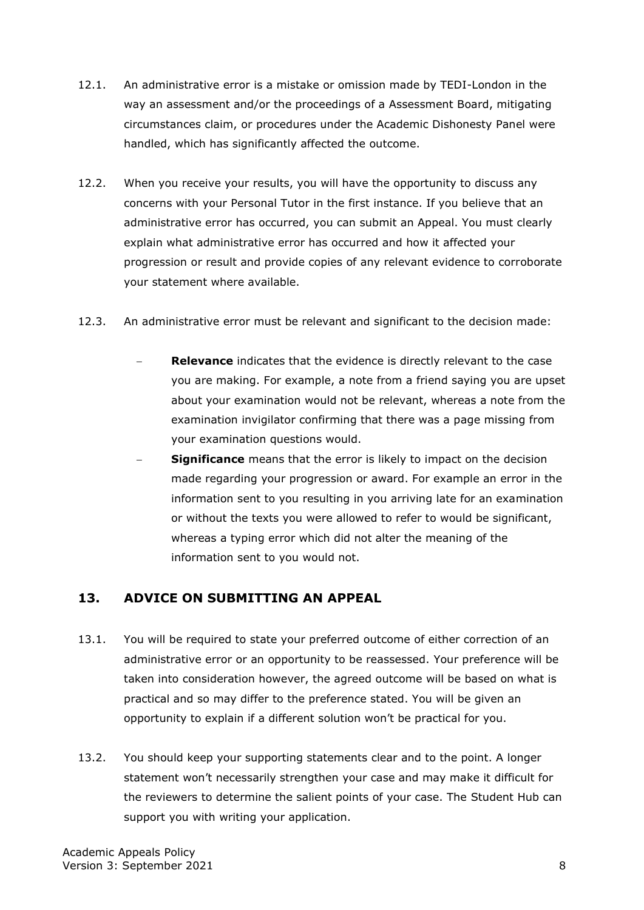12.1. An administrative error is a mistake or omission made by TEDI-London in the way an assessment and/or the proceedings of a Assessment Board, mitigating circumstances claim, or procedures under the Academic Dishonesty Panel were handled, which has significantly affected the outcome.

12.2. When you receive your results, you will have the opportunity to discuss any concerns with your Personal Tutor in the first instance. If you believe that an administrative error has occurred, you can submit an Appeal. You must clearly explain what administrative error has occurred and how it affected your progression or result and provide copies of any relevant evidence to corroborate your statement where available.

12.3. An administrative error must be relevant and significant to the decision made:

- **Relevance** indicates that the evidence is directly relevant to the case you are making. For example, a note from a friend saying you are upset about your examination would not be relevant, whereas a note from the examination invigilator confirming that there was a page missing from your examination questions would.
- **Significance** means that the error is likely to impact on the decision made regarding your progression or award. For example an error in the information sent to you resulting in you arriving late for an examination or without the texts you were allowed to refer to would be significant, whereas a typing error which did not alter the meaning of the information sent to you would not.

## 13. ADVICE ON SUBMITTING AN APPEAL

13.1. You will be required to state your preferred outcome of either correction of an administrative error or an opportunity to be reassessed. Your preference will be taken into consideration however, the agreed outcome will be based on what is practical and so may differ to the preference stated. You will be given an opportunity to explain if a different solution won't be practical for you.

13.2. You should keep your supporting statements clear and to the point. A longer statement won't necessarily strengthen your case and may make it difficult for the reviewers to determine the salient points of your case. The Student Hub can support you with writing your application.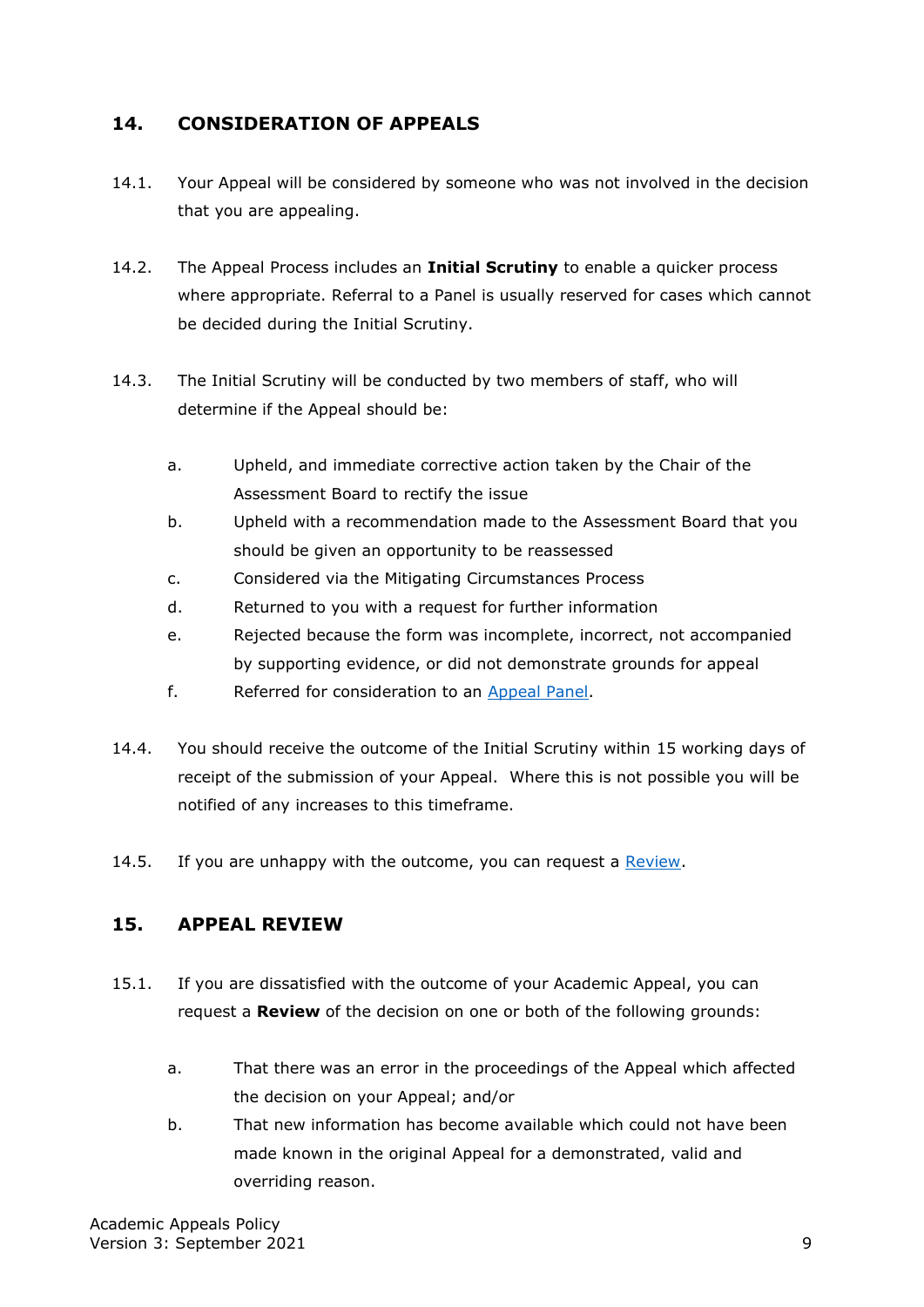## 14. CONSIDERATION OF APPEALS

14.1. Your Appeal will be considered by someone who was not involved in the decision that you are appealing.

14.2. The Appeal Process includes an **Initial Scrutiny** to enable a quicker process where appropriate. Referral to a Panel is usually reserved for cases which cannot be decided during the Initial Scrutiny.

14.3. The Initial Scrutiny will be conducted by two members of staff, who will determine if the Appeal should be:

a. Upheld, and immediate corrective action taken by the Chair of the Assessment Board to rectify the issue
b. Upheld with a recommendation made to the Assessment Board that you should be given an opportunity to be reassessed
c. Considered via the Mitigating Circumstances Process
d. Returned to you with a request for further information
e. Rejected because the form was incomplete, incorrect, not accompanied by supporting evidence, or did not demonstrate grounds for appeal
f. Referred for consideration to an [Appeal Panel](#).

14.4. You should receive the outcome of the Initial Scrutiny within 15 working days of receipt of the submission of your Appeal. Where this is not possible you will be notified of any increases to this timeframe.

14.5. If you are unhappy with the outcome, you can request a [Review](#).

## 15. APPEAL REVIEW

15.1. If you are dissatisfied with the outcome of your Academic Appeal, you can request a **Review** of the decision on one or both of the following grounds:

a. That there was an error in the proceedings of the Appeal which affected the decision on your Appeal; and/or
b. That new information has become available which could not have been made known in the original Appeal for a demonstrated, valid and overriding reason.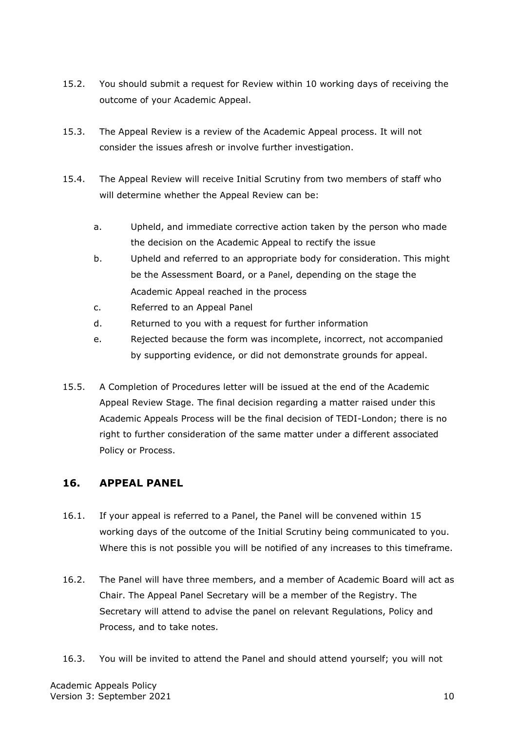15.2. You should submit a request for Review within 10 working days of receiving the outcome of your Academic Appeal.

15.3. The Appeal Review is a review of the Academic Appeal process. It will not consider the issues afresh or involve further investigation.

15.4. The Appeal Review will receive Initial Scrutiny from two members of staff who will determine whether the Appeal Review can be:

   a. Upheld, and immediate corrective action taken by the person who made the decision on the Academic Appeal to rectify the issue
   b. Upheld and referred to an appropriate body for consideration. This might be the Assessment Board, or a Panel, depending on the stage the Academic Appeal reached in the process
   c. Referred to an Appeal Panel
   d. Returned to you with a request for further information
   e. Rejected because the form was incomplete, incorrect, not accompanied by supporting evidence, or did not demonstrate grounds for appeal.

15.5. A Completion of Procedures letter will be issued at the end of the Academic Appeal Review Stage. The final decision regarding a matter raised under this Academic Appeals Process will be the final decision of TEDI-London; there is no right to further consideration of the same matter under a different associated Policy or Process.

## 16. APPEAL PANEL

16.1. If your appeal is referred to a Panel, the Panel will be convened within 15 working days of the outcome of the Initial Scrutiny being communicated to you. Where this is not possible you will be notified of any increases to this timeframe.

16.2. The Panel will have three members, and a member of Academic Board will act as Chair. The Appeal Panel Secretary will be a member of the Registry. The Secretary will attend to advise the panel on relevant Regulations, Policy and Process, and to take notes.

16.3. You will be invited to attend the Panel and should attend yourself; you will not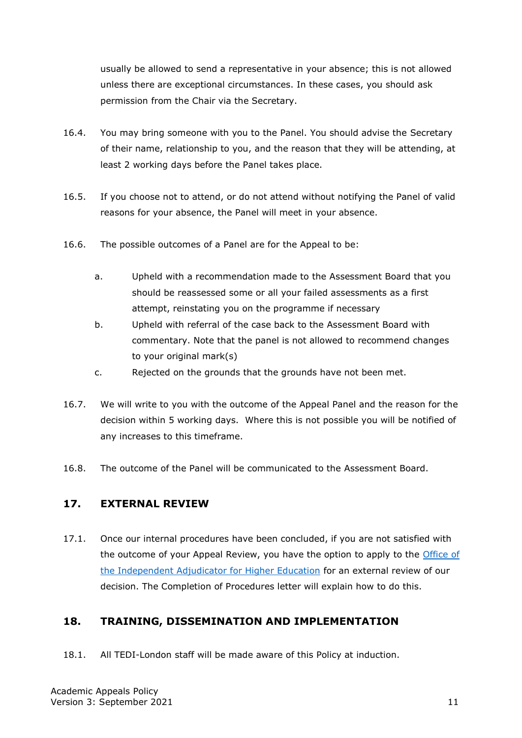usually be allowed to send a representative in your absence; this is not allowed unless there are exceptional circumstances. In these cases, you should ask permission from the Chair via the Secretary.

16.4. You may bring someone with you to the Panel. You should advise the Secretary of their name, relationship to you, and the reason that they will be attending, at least 2 working days before the Panel takes place.

16.5. If you choose not to attend, or do not attend without notifying the Panel of valid reasons for your absence, the Panel will meet in your absence.

16.6. The possible outcomes of a Panel are for the Appeal to be:

- a. Upheld with a recommendation made to the Assessment Board that you should be reassessed some or all your failed assessments as a first attempt, reinstating you on the programme if necessary
- b. Upheld with referral of the case back to the Assessment Board with commentary. Note that the panel is not allowed to recommend changes to your original mark(s)
- c. Rejected on the grounds that the grounds have not been met.

16.7. We will write to you with the outcome of the Appeal Panel and the reason for the decision within 5 working days. Where this is not possible you will be notified of any increases to this timeframe.

16.8. The outcome of the Panel will be communicated to the Assessment Board.

## 17. EXTERNAL REVIEW

17.1. Once our internal procedures have been concluded, if you are not satisfied with the outcome of your Appeal Review, you have the option to apply to the [Office of the Independent Adjudicator for Higher Education] for an external review of our decision. The Completion of Procedures letter will explain how to do this.

## 18. TRAINING, DISSEMINATION AND IMPLEMENTATION

18.1. All TEDI-London staff will be made aware of this Policy at induction.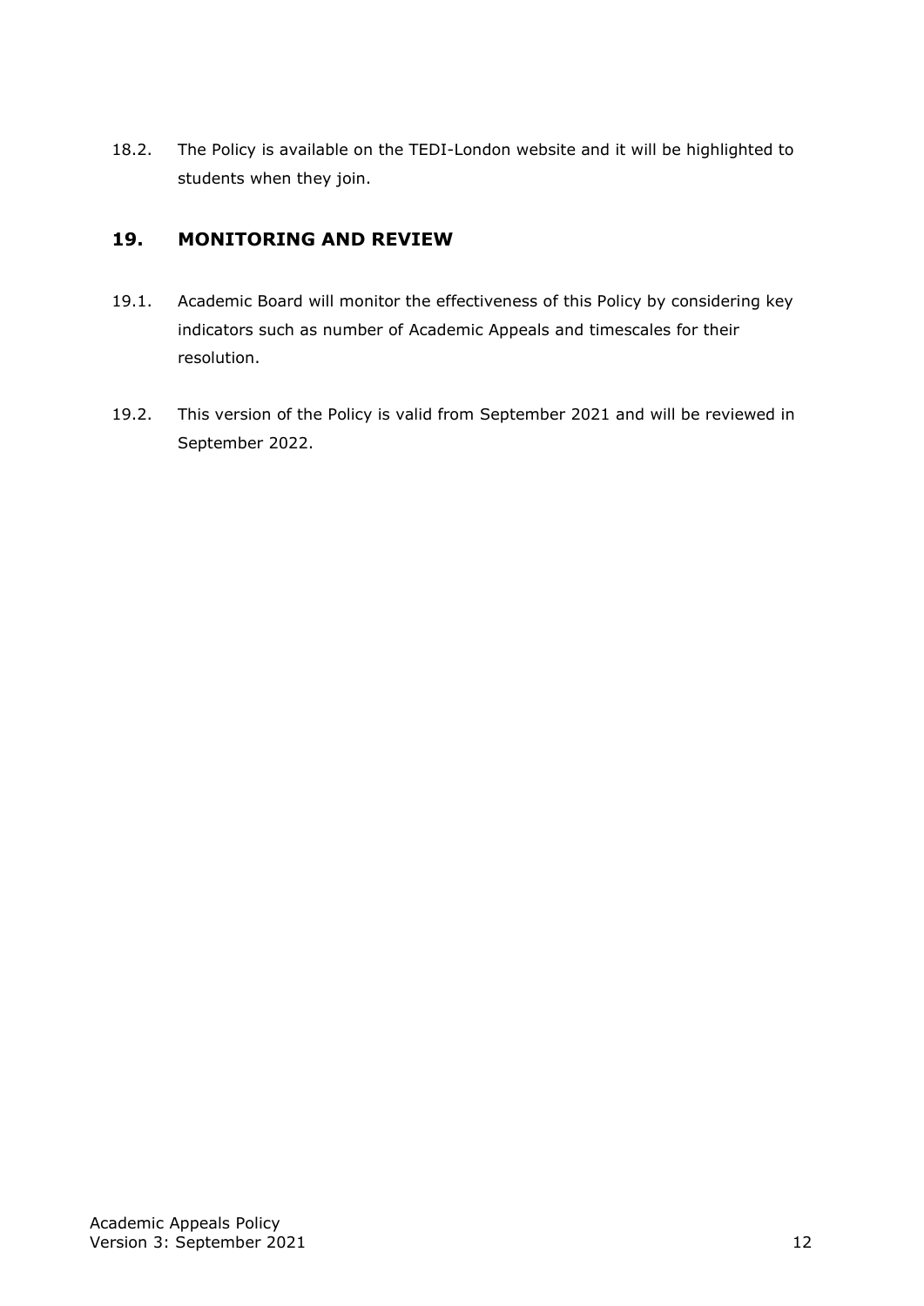18.2. The Policy is available on the TEDI-London website and it will be highlighted to students when they join.

## 19. MONITORING AND REVIEW

19.1. Academic Board will monitor the effectiveness of this Policy by considering key indicators such as number of Academic Appeals and timescales for their resolution.

19.2. This version of the Policy is valid from September 2021 and will be reviewed in September 2022.